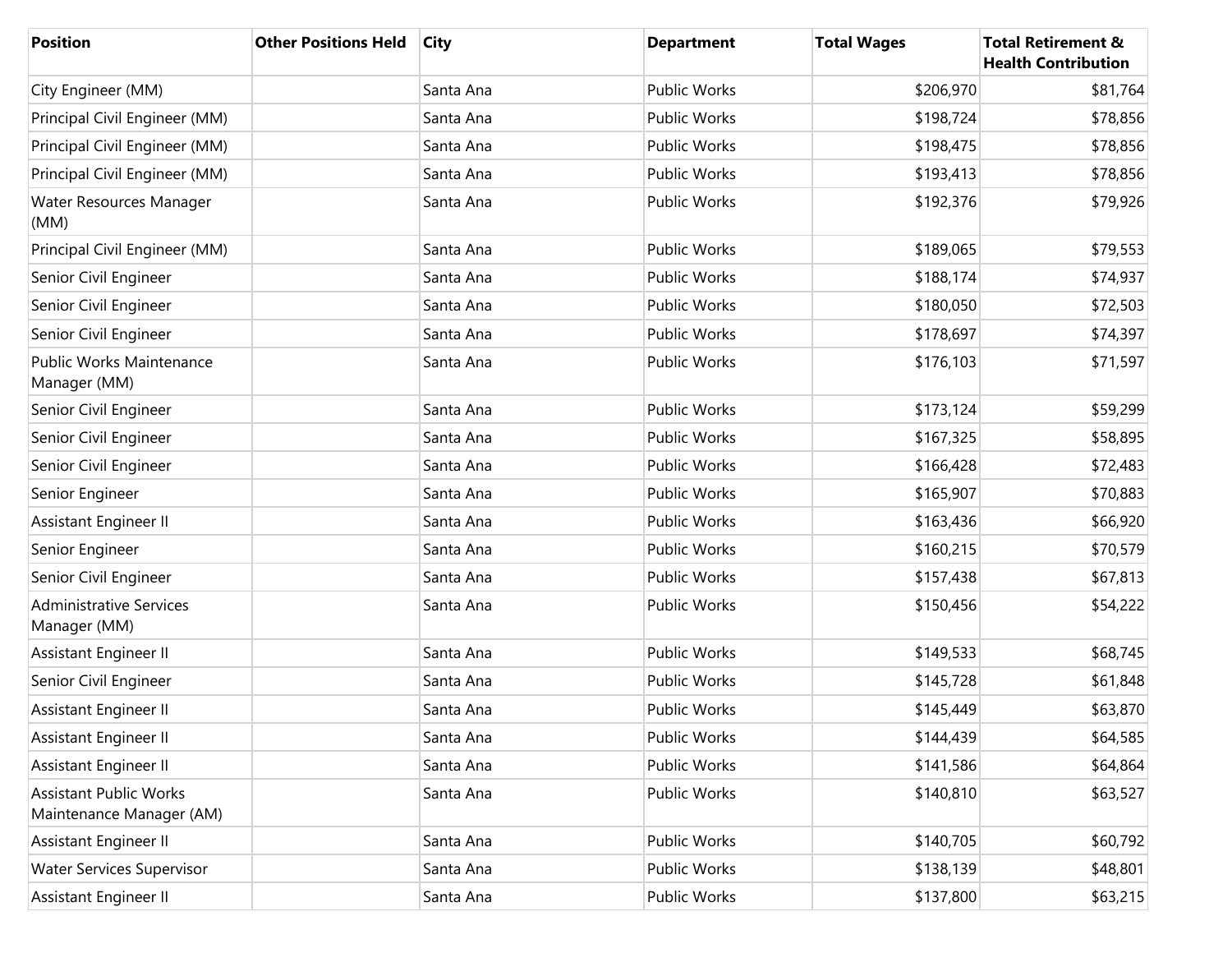| Position | Other Positions Held | City | Department | Total Wages | Total Retirement & Health Contribution |
|---|---|---|---|---|---|
| City Engineer (MM) | | Santa Ana | Public Works | $206,970 | $81,764 |
| Principal Civil Engineer (MM) | | Santa Ana | Public Works | $198,724 | $78,856 |
| Principal Civil Engineer (MM) | | Santa Ana | Public Works | $198,475 | $78,856 |
| Principal Civil Engineer (MM) | | Santa Ana | Public Works | $193,413 | $78,856 |
| Water Resources Manager (MM) | | Santa Ana | Public Works | $192,376 | $79,926 |
| Principal Civil Engineer (MM) | | Santa Ana | Public Works | $189,065 | $79,553 |
| Senior Civil Engineer | | Santa Ana | Public Works | $188,174 | $74,937 |
| Senior Civil Engineer | | Santa Ana | Public Works | $180,050 | $72,503 |
| Senior Civil Engineer | | Santa Ana | Public Works | $178,697 | $74,397 |
| Public Works Maintenance Manager (MM) | | Santa Ana | Public Works | $176,103 | $71,597 |
| Senior Civil Engineer | | Santa Ana | Public Works | $173,124 | $59,299 |
| Senior Civil Engineer | | Santa Ana | Public Works | $167,325 | $58,895 |
| Senior Civil Engineer | | Santa Ana | Public Works | $166,428 | $72,483 |
| Senior Engineer | | Santa Ana | Public Works | $165,907 | $70,883 |
| Assistant Engineer II | | Santa Ana | Public Works | $163,436 | $66,920 |
| Senior Engineer | | Santa Ana | Public Works | $160,215 | $70,579 |
| Senior Civil Engineer | | Santa Ana | Public Works | $157,438 | $67,813 |
| Administrative Services Manager (MM) | | Santa Ana | Public Works | $150,456 | $54,222 |
| Assistant Engineer II | | Santa Ana | Public Works | $149,533 | $68,745 |
| Senior Civil Engineer | | Santa Ana | Public Works | $145,728 | $61,848 |
| Assistant Engineer II | | Santa Ana | Public Works | $145,449 | $63,870 |
| Assistant Engineer II | | Santa Ana | Public Works | $144,439 | $64,585 |
| Assistant Engineer II | | Santa Ana | Public Works | $141,586 | $64,864 |
| Assistant Public Works Maintenance Manager (AM) | | Santa Ana | Public Works | $140,810 | $63,527 |
| Assistant Engineer II | | Santa Ana | Public Works | $140,705 | $60,792 |
| Water Services Supervisor | | Santa Ana | Public Works | $138,139 | $48,801 |
| Assistant Engineer II | | Santa Ana | Public Works | $137,800 | $63,215 |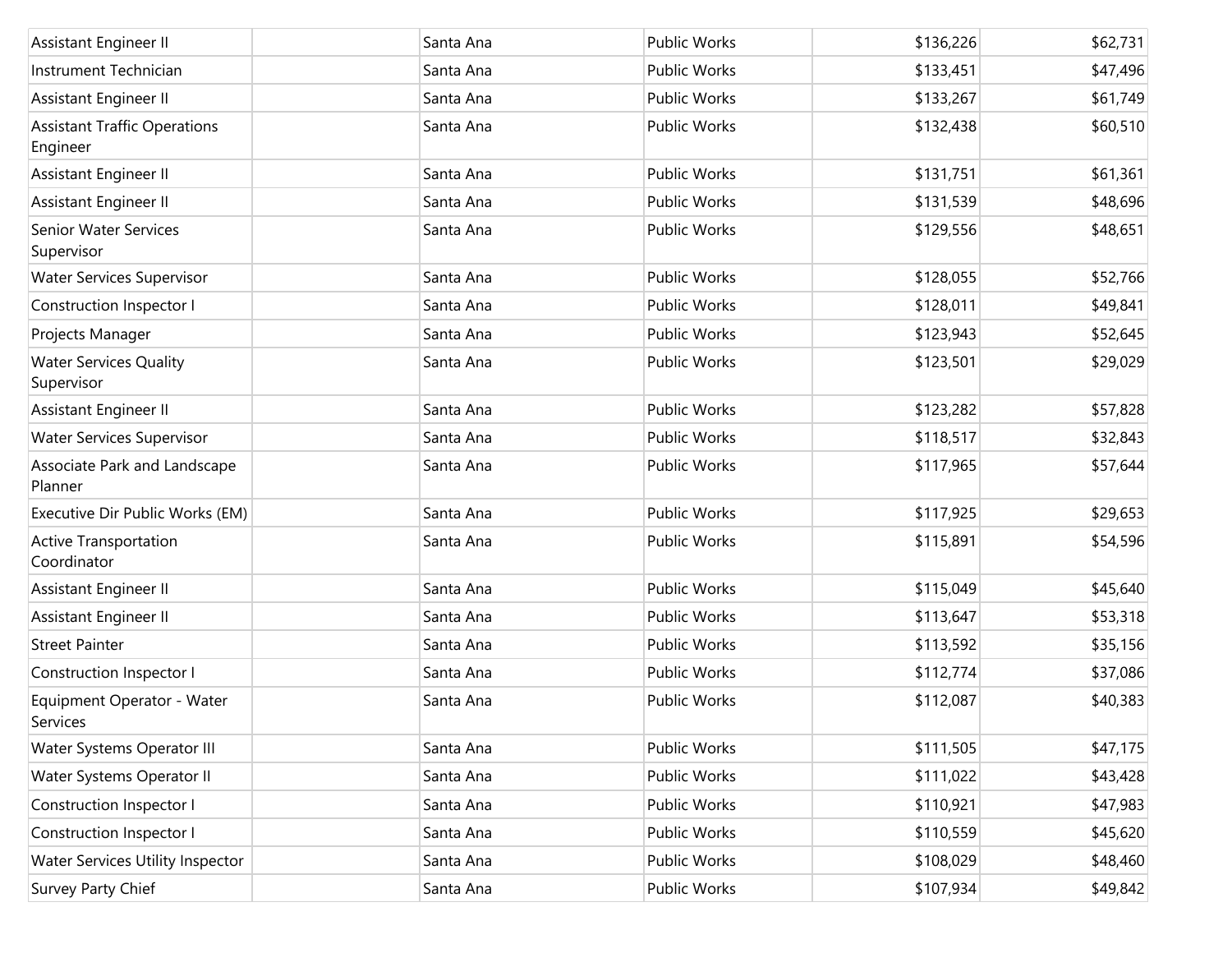| | | | | | |
|---|---|---|---|---|---|
| Assistant Engineer II | | Santa Ana | Public Works | $136,226 | $62,731 |
| Instrument Technician | | Santa Ana | Public Works | $133,451 | $47,496 |
| Assistant Engineer II | | Santa Ana | Public Works | $133,267 | $61,749 |
| Assistant Traffic Operations Engineer | | Santa Ana | Public Works | $132,438 | $60,510 |
| Assistant Engineer II | | Santa Ana | Public Works | $131,751 | $61,361 |
| Assistant Engineer II | | Santa Ana | Public Works | $131,539 | $48,696 |
| Senior Water Services Supervisor | | Santa Ana | Public Works | $129,556 | $48,651 |
| Water Services Supervisor | | Santa Ana | Public Works | $128,055 | $52,766 |
| Construction Inspector I | | Santa Ana | Public Works | $128,011 | $49,841 |
| Projects Manager | | Santa Ana | Public Works | $123,943 | $52,645 |
| Water Services Quality Supervisor | | Santa Ana | Public Works | $123,501 | $29,029 |
| Assistant Engineer II | | Santa Ana | Public Works | $123,282 | $57,828 |
| Water Services Supervisor | | Santa Ana | Public Works | $118,517 | $32,843 |
| Associate Park and Landscape Planner | | Santa Ana | Public Works | $117,965 | $57,644 |
| Executive Dir Public Works (EM) | | Santa Ana | Public Works | $117,925 | $29,653 |
| Active Transportation Coordinator | | Santa Ana | Public Works | $115,891 | $54,596 |
| Assistant Engineer II | | Santa Ana | Public Works | $115,049 | $45,640 |
| Assistant Engineer II | | Santa Ana | Public Works | $113,647 | $53,318 |
| Street Painter | | Santa Ana | Public Works | $113,592 | $35,156 |
| Construction Inspector I | | Santa Ana | Public Works | $112,774 | $37,086 |
| Equipment Operator - Water Services | | Santa Ana | Public Works | $112,087 | $40,383 |
| Water Systems Operator III | | Santa Ana | Public Works | $111,505 | $47,175 |
| Water Systems Operator II | | Santa Ana | Public Works | $111,022 | $43,428 |
| Construction Inspector I | | Santa Ana | Public Works | $110,921 | $47,983 |
| Construction Inspector I | | Santa Ana | Public Works | $110,559 | $45,620 |
| Water Services Utility Inspector | | Santa Ana | Public Works | $108,029 | $48,460 |
| Survey Party Chief | | Santa Ana | Public Works | $107,934 | $49,842 |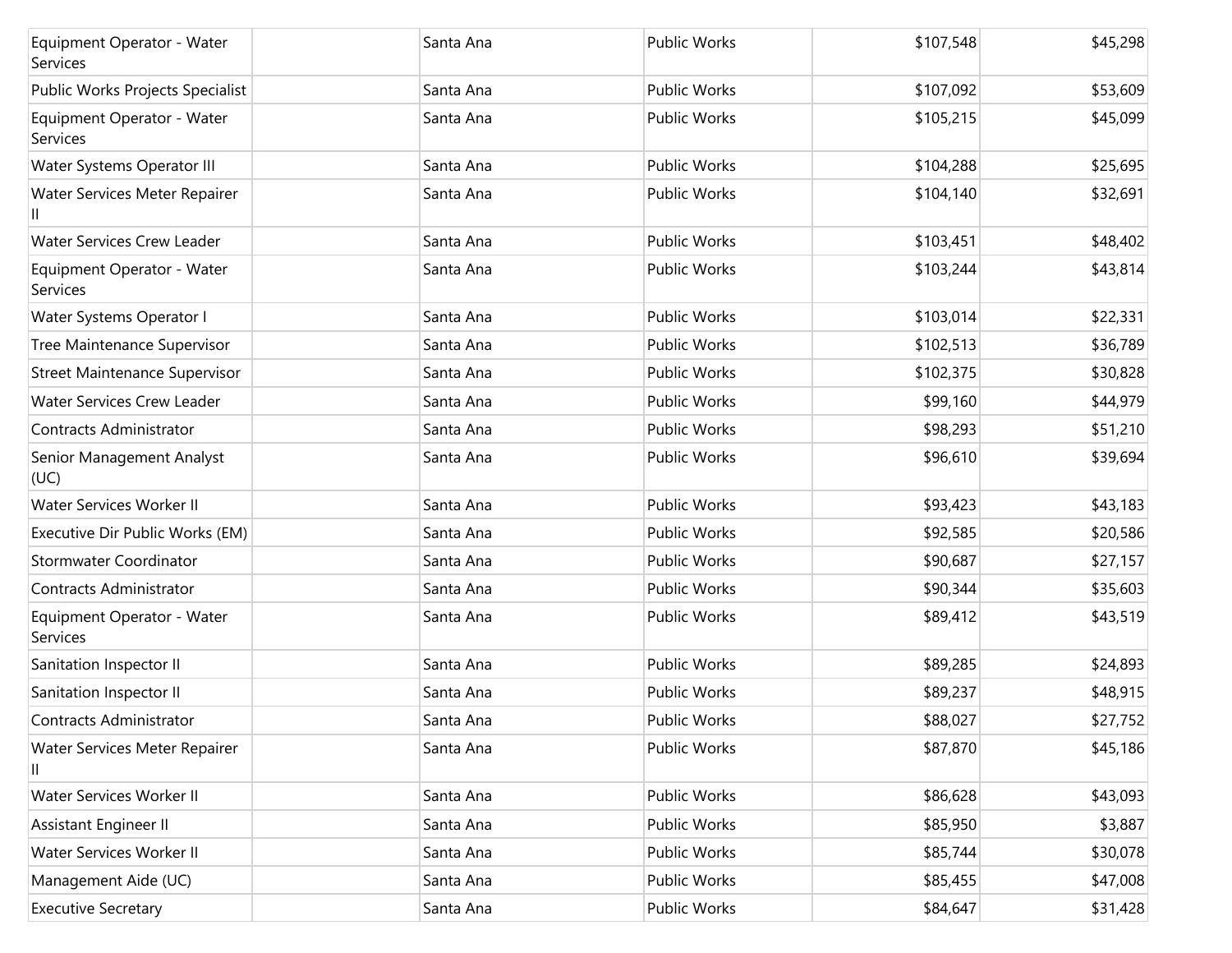| | | | | | |
|---|---|---|---|---|---|
| Equipment Operator - Water Services | | Santa Ana | Public Works | $107,548 | $45,298 |
| Public Works Projects Specialist | | Santa Ana | Public Works | $107,092 | $53,609 |
| Equipment Operator - Water Services | | Santa Ana | Public Works | $105,215 | $45,099 |
| Water Systems Operator III | | Santa Ana | Public Works | $104,288 | $25,695 |
| Water Services Meter Repairer II | | Santa Ana | Public Works | $104,140 | $32,691 |
| Water Services Crew Leader | | Santa Ana | Public Works | $103,451 | $48,402 |
| Equipment Operator - Water Services | | Santa Ana | Public Works | $103,244 | $43,814 |
| Water Systems Operator I | | Santa Ana | Public Works | $103,014 | $22,331 |
| Tree Maintenance Supervisor | | Santa Ana | Public Works | $102,513 | $36,789 |
| Street Maintenance Supervisor | | Santa Ana | Public Works | $102,375 | $30,828 |
| Water Services Crew Leader | | Santa Ana | Public Works | $99,160 | $44,979 |
| Contracts Administrator | | Santa Ana | Public Works | $98,293 | $51,210 |
| Senior Management Analyst (UC) | | Santa Ana | Public Works | $96,610 | $39,694 |
| Water Services Worker II | | Santa Ana | Public Works | $93,423 | $43,183 |
| Executive Dir Public Works (EM) | | Santa Ana | Public Works | $92,585 | $20,586 |
| Stormwater Coordinator | | Santa Ana | Public Works | $90,687 | $27,157 |
| Contracts Administrator | | Santa Ana | Public Works | $90,344 | $35,603 |
| Equipment Operator - Water Services | | Santa Ana | Public Works | $89,412 | $43,519 |
| Sanitation Inspector II | | Santa Ana | Public Works | $89,285 | $24,893 |
| Sanitation Inspector II | | Santa Ana | Public Works | $89,237 | $48,915 |
| Contracts Administrator | | Santa Ana | Public Works | $88,027 | $27,752 |
| Water Services Meter Repairer II | | Santa Ana | Public Works | $87,870 | $45,186 |
| Water Services Worker II | | Santa Ana | Public Works | $86,628 | $43,093 |
| Assistant Engineer II | | Santa Ana | Public Works | $85,950 | $3,887 |
| Water Services Worker II | | Santa Ana | Public Works | $85,744 | $30,078 |
| Management Aide (UC) | | Santa Ana | Public Works | $85,455 | $47,008 |
| Executive Secretary | | Santa Ana | Public Works | $84,647 | $31,428 |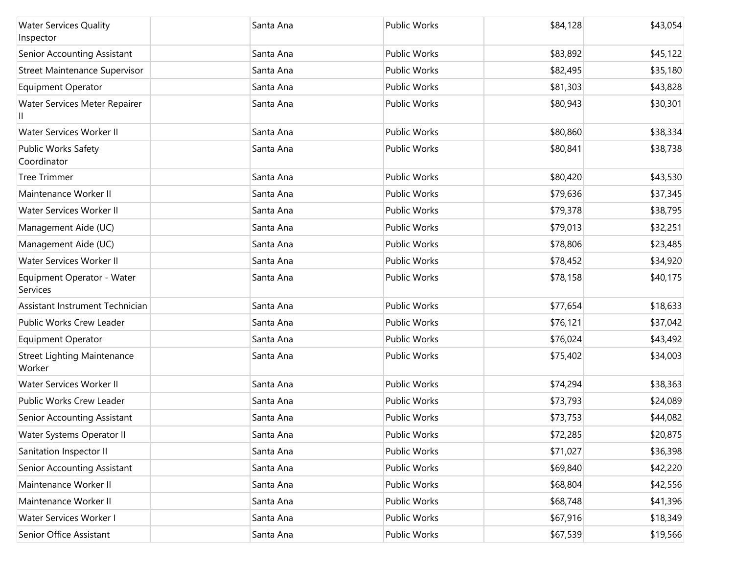| | | | | | |
|---|---|---|---|---|---|
| Water Services Quality Inspector | | Santa Ana | Public Works | $84,128 | $43,054 |
| Senior Accounting Assistant | | Santa Ana | Public Works | $83,892 | $45,122 |
| Street Maintenance Supervisor | | Santa Ana | Public Works | $82,495 | $35,180 |
| Equipment Operator | | Santa Ana | Public Works | $81,303 | $43,828 |
| Water Services Meter Repairer II | | Santa Ana | Public Works | $80,943 | $30,301 |
| Water Services Worker II | | Santa Ana | Public Works | $80,860 | $38,334 |
| Public Works Safety Coordinator | | Santa Ana | Public Works | $80,841 | $38,738 |
| Tree Trimmer | | Santa Ana | Public Works | $80,420 | $43,530 |
| Maintenance Worker II | | Santa Ana | Public Works | $79,636 | $37,345 |
| Water Services Worker II | | Santa Ana | Public Works | $79,378 | $38,795 |
| Management Aide (UC) | | Santa Ana | Public Works | $79,013 | $32,251 |
| Management Aide (UC) | | Santa Ana | Public Works | $78,806 | $23,485 |
| Water Services Worker II | | Santa Ana | Public Works | $78,452 | $34,920 |
| Equipment Operator - Water Services | | Santa Ana | Public Works | $78,158 | $40,175 |
| Assistant Instrument Technician | | Santa Ana | Public Works | $77,654 | $18,633 |
| Public Works Crew Leader | | Santa Ana | Public Works | $76,121 | $37,042 |
| Equipment Operator | | Santa Ana | Public Works | $76,024 | $43,492 |
| Street Lighting Maintenance Worker | | Santa Ana | Public Works | $75,402 | $34,003 |
| Water Services Worker II | | Santa Ana | Public Works | $74,294 | $38,363 |
| Public Works Crew Leader | | Santa Ana | Public Works | $73,793 | $24,089 |
| Senior Accounting Assistant | | Santa Ana | Public Works | $73,753 | $44,082 |
| Water Systems Operator II | | Santa Ana | Public Works | $72,285 | $20,875 |
| Sanitation Inspector II | | Santa Ana | Public Works | $71,027 | $36,398 |
| Senior Accounting Assistant | | Santa Ana | Public Works | $69,840 | $42,220 |
| Maintenance Worker II | | Santa Ana | Public Works | $68,804 | $42,556 |
| Maintenance Worker II | | Santa Ana | Public Works | $68,748 | $41,396 |
| Water Services Worker I | | Santa Ana | Public Works | $67,916 | $18,349 |
| Senior Office Assistant | | Santa Ana | Public Works | $67,539 | $19,566 |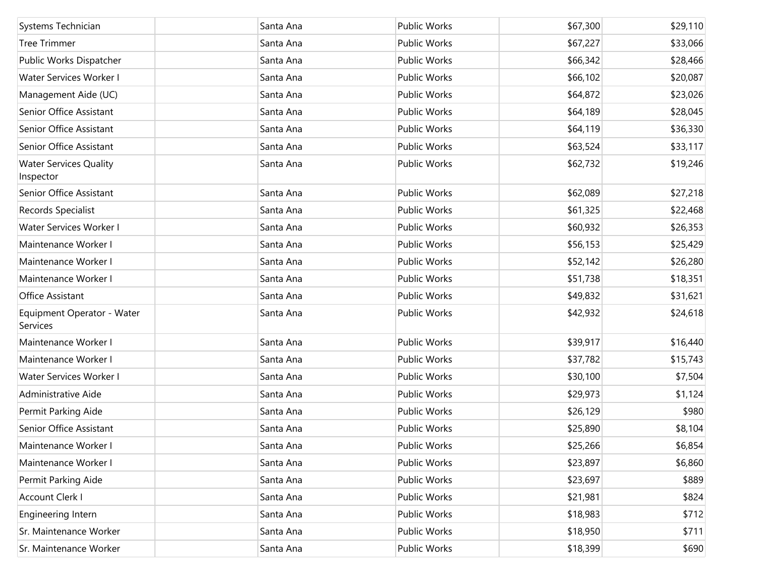| | | | | | |
|---|---|---|---|---|---|
| Systems Technician | | Santa Ana | Public Works | $67,300 | $29,110 |
| Tree Trimmer | | Santa Ana | Public Works | $67,227 | $33,066 |
| Public Works Dispatcher | | Santa Ana | Public Works | $66,342 | $28,466 |
| Water Services Worker I | | Santa Ana | Public Works | $66,102 | $20,087 |
| Management Aide (UC) | | Santa Ana | Public Works | $64,872 | $23,026 |
| Senior Office Assistant | | Santa Ana | Public Works | $64,189 | $28,045 |
| Senior Office Assistant | | Santa Ana | Public Works | $64,119 | $36,330 |
| Senior Office Assistant | | Santa Ana | Public Works | $63,524 | $33,117 |
| Water Services Quality Inspector | | Santa Ana | Public Works | $62,732 | $19,246 |
| Senior Office Assistant | | Santa Ana | Public Works | $62,089 | $27,218 |
| Records Specialist | | Santa Ana | Public Works | $61,325 | $22,468 |
| Water Services Worker I | | Santa Ana | Public Works | $60,932 | $26,353 |
| Maintenance Worker I | | Santa Ana | Public Works | $56,153 | $25,429 |
| Maintenance Worker I | | Santa Ana | Public Works | $52,142 | $26,280 |
| Maintenance Worker I | | Santa Ana | Public Works | $51,738 | $18,351 |
| Office Assistant | | Santa Ana | Public Works | $49,832 | $31,621 |
| Equipment Operator - Water Services | | Santa Ana | Public Works | $42,932 | $24,618 |
| Maintenance Worker I | | Santa Ana | Public Works | $39,917 | $16,440 |
| Maintenance Worker I | | Santa Ana | Public Works | $37,782 | $15,743 |
| Water Services Worker I | | Santa Ana | Public Works | $30,100 | $7,504 |
| Administrative Aide | | Santa Ana | Public Works | $29,973 | $1,124 |
| Permit Parking Aide | | Santa Ana | Public Works | $26,129 | $980 |
| Senior Office Assistant | | Santa Ana | Public Works | $25,890 | $8,104 |
| Maintenance Worker I | | Santa Ana | Public Works | $25,266 | $6,854 |
| Maintenance Worker I | | Santa Ana | Public Works | $23,897 | $6,860 |
| Permit Parking Aide | | Santa Ana | Public Works | $23,697 | $889 |
| Account Clerk I | | Santa Ana | Public Works | $21,981 | $824 |
| Engineering Intern | | Santa Ana | Public Works | $18,983 | $712 |
| Sr. Maintenance Worker | | Santa Ana | Public Works | $18,950 | $711 |
| Sr. Maintenance Worker | | Santa Ana | Public Works | $18,399 | $690 |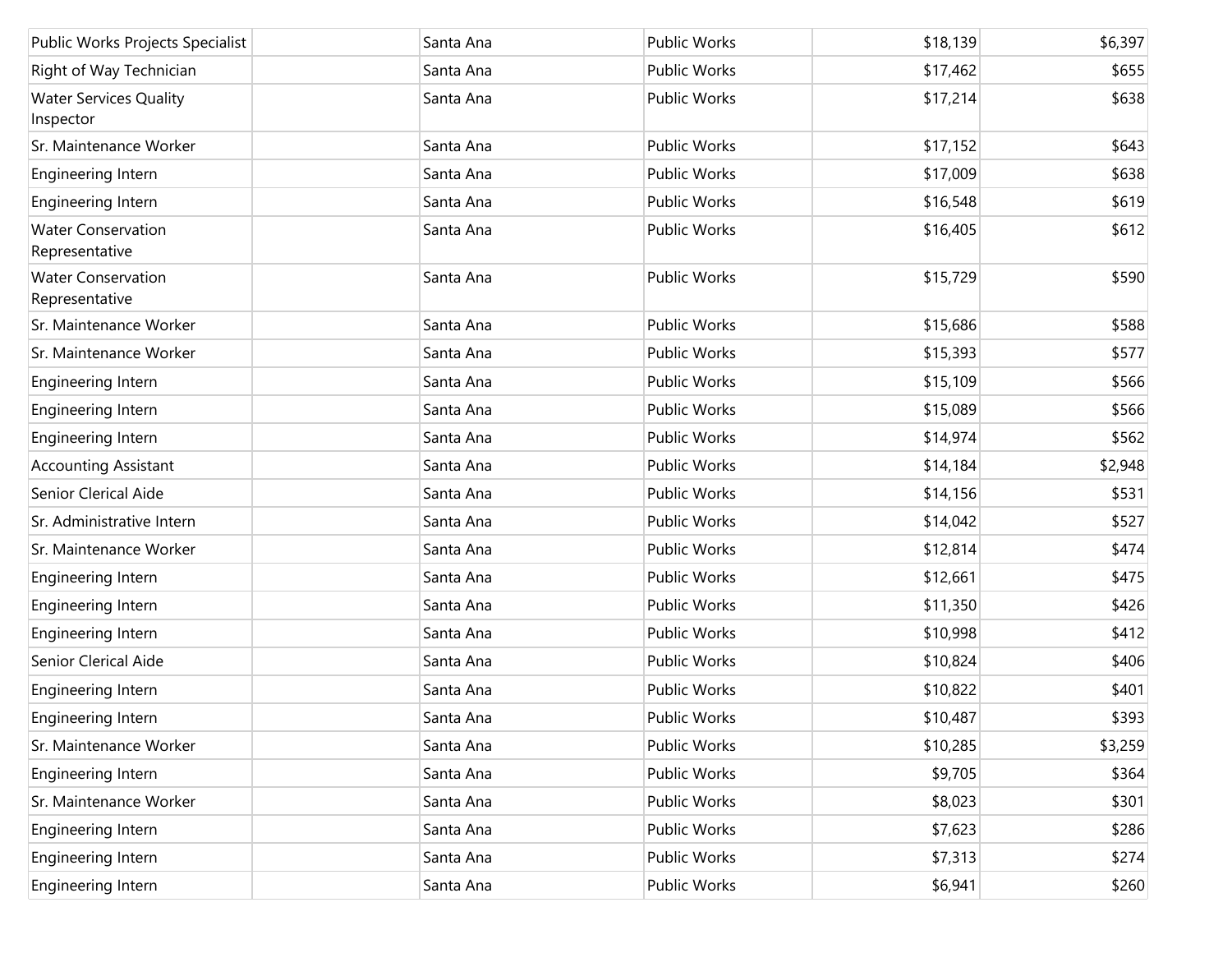| | | | | | |
|---|---|---|---|---|---|
| Public Works Projects Specialist | | Santa Ana | Public Works | $18,139 | $6,397 |
| Right of Way Technician | | Santa Ana | Public Works | $17,462 | $655 |
| Water Services Quality Inspector | | Santa Ana | Public Works | $17,214 | $638 |
| Sr. Maintenance Worker | | Santa Ana | Public Works | $17,152 | $643 |
| Engineering Intern | | Santa Ana | Public Works | $17,009 | $638 |
| Engineering Intern | | Santa Ana | Public Works | $16,548 | $619 |
| Water Conservation Representative | | Santa Ana | Public Works | $16,405 | $612 |
| Water Conservation Representative | | Santa Ana | Public Works | $15,729 | $590 |
| Sr. Maintenance Worker | | Santa Ana | Public Works | $15,686 | $588 |
| Sr. Maintenance Worker | | Santa Ana | Public Works | $15,393 | $577 |
| Engineering Intern | | Santa Ana | Public Works | $15,109 | $566 |
| Engineering Intern | | Santa Ana | Public Works | $15,089 | $566 |
| Engineering Intern | | Santa Ana | Public Works | $14,974 | $562 |
| Accounting Assistant | | Santa Ana | Public Works | $14,184 | $2,948 |
| Senior Clerical Aide | | Santa Ana | Public Works | $14,156 | $531 |
| Sr. Administrative Intern | | Santa Ana | Public Works | $14,042 | $527 |
| Sr. Maintenance Worker | | Santa Ana | Public Works | $12,814 | $474 |
| Engineering Intern | | Santa Ana | Public Works | $12,661 | $475 |
| Engineering Intern | | Santa Ana | Public Works | $11,350 | $426 |
| Engineering Intern | | Santa Ana | Public Works | $10,998 | $412 |
| Senior Clerical Aide | | Santa Ana | Public Works | $10,824 | $406 |
| Engineering Intern | | Santa Ana | Public Works | $10,822 | $401 |
| Engineering Intern | | Santa Ana | Public Works | $10,487 | $393 |
| Sr. Maintenance Worker | | Santa Ana | Public Works | $10,285 | $3,259 |
| Engineering Intern | | Santa Ana | Public Works | $9,705 | $364 |
| Sr. Maintenance Worker | | Santa Ana | Public Works | $8,023 | $301 |
| Engineering Intern | | Santa Ana | Public Works | $7,623 | $286 |
| Engineering Intern | | Santa Ana | Public Works | $7,313 | $274 |
| Engineering Intern | | Santa Ana | Public Works | $6,941 | $260 |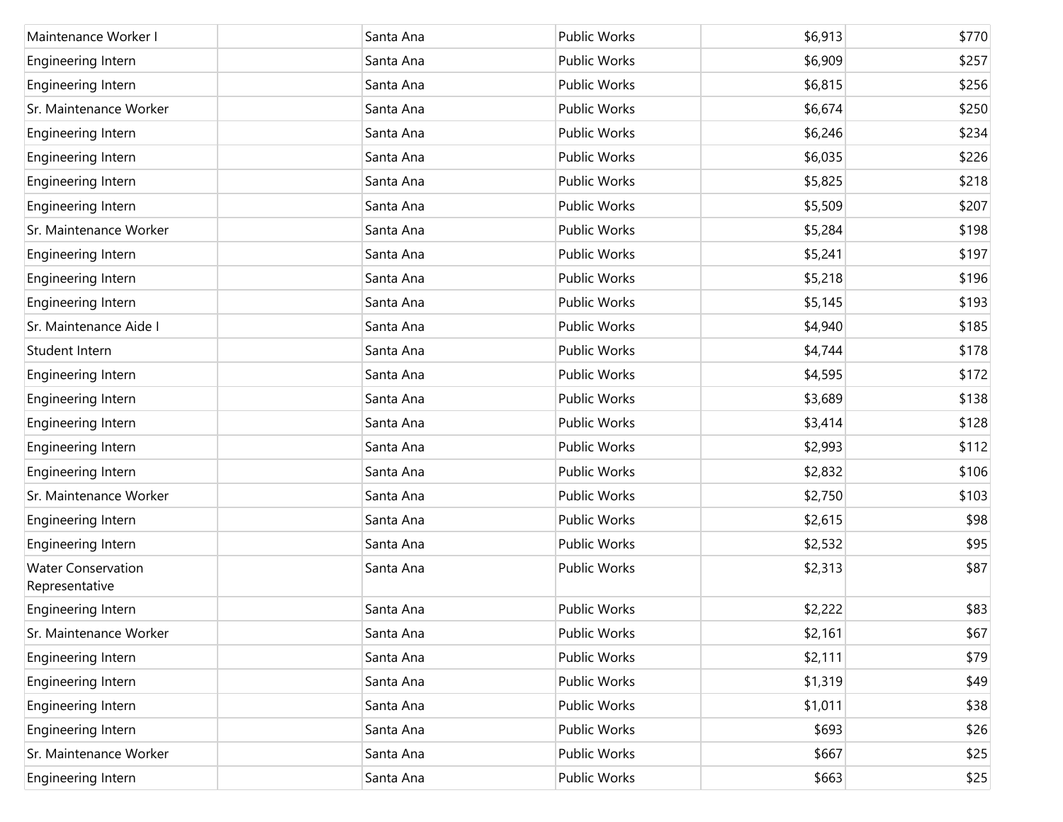| | | | | | |
|---|---|---|---|---|---|
| Maintenance Worker I | | Santa Ana | Public Works | $6,913 | $770 |
| Engineering Intern | | Santa Ana | Public Works | $6,909 | $257 |
| Engineering Intern | | Santa Ana | Public Works | $6,815 | $256 |
| Sr. Maintenance Worker | | Santa Ana | Public Works | $6,674 | $250 |
| Engineering Intern | | Santa Ana | Public Works | $6,246 | $234 |
| Engineering Intern | | Santa Ana | Public Works | $6,035 | $226 |
| Engineering Intern | | Santa Ana | Public Works | $5,825 | $218 |
| Engineering Intern | | Santa Ana | Public Works | $5,509 | $207 |
| Sr. Maintenance Worker | | Santa Ana | Public Works | $5,284 | $198 |
| Engineering Intern | | Santa Ana | Public Works | $5,241 | $197 |
| Engineering Intern | | Santa Ana | Public Works | $5,218 | $196 |
| Engineering Intern | | Santa Ana | Public Works | $5,145 | $193 |
| Sr. Maintenance Aide I | | Santa Ana | Public Works | $4,940 | $185 |
| Student Intern | | Santa Ana | Public Works | $4,744 | $178 |
| Engineering Intern | | Santa Ana | Public Works | $4,595 | $172 |
| Engineering Intern | | Santa Ana | Public Works | $3,689 | $138 |
| Engineering Intern | | Santa Ana | Public Works | $3,414 | $128 |
| Engineering Intern | | Santa Ana | Public Works | $2,993 | $112 |
| Engineering Intern | | Santa Ana | Public Works | $2,832 | $106 |
| Sr. Maintenance Worker | | Santa Ana | Public Works | $2,750 | $103 |
| Engineering Intern | | Santa Ana | Public Works | $2,615 | $98 |
| Engineering Intern | | Santa Ana | Public Works | $2,532 | $95 |
| Water Conservation Representative | | Santa Ana | Public Works | $2,313 | $87 |
| Engineering Intern | | Santa Ana | Public Works | $2,222 | $83 |
| Sr. Maintenance Worker | | Santa Ana | Public Works | $2,161 | $67 |
| Engineering Intern | | Santa Ana | Public Works | $2,111 | $79 |
| Engineering Intern | | Santa Ana | Public Works | $1,319 | $49 |
| Engineering Intern | | Santa Ana | Public Works | $1,011 | $38 |
| Engineering Intern | | Santa Ana | Public Works | $693 | $26 |
| Sr. Maintenance Worker | | Santa Ana | Public Works | $667 | $25 |
| Engineering Intern | | Santa Ana | Public Works | $663 | $25 |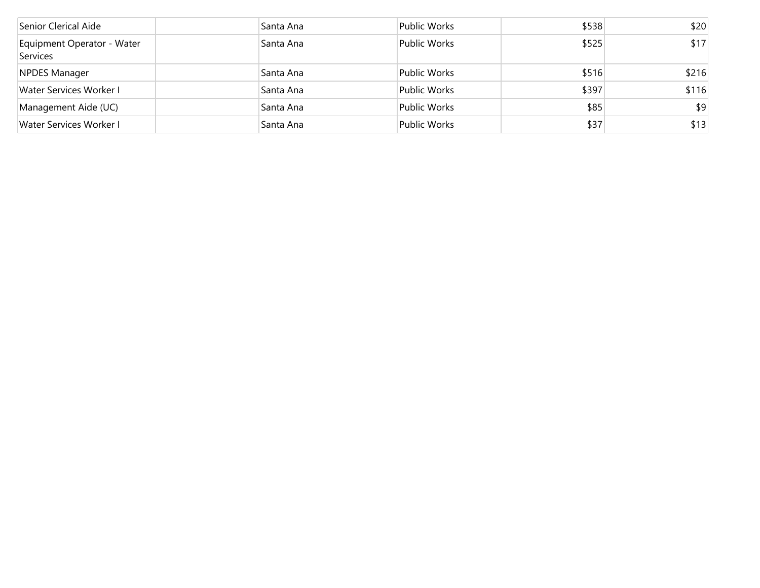| | | | | | |
|---|---|---|---|---|---|
| Senior Clerical Aide | | Santa Ana | Public Works | $538 | $20 |
| Equipment Operator - Water Services | | Santa Ana | Public Works | $525 | $17 |
| NPDES Manager | | Santa Ana | Public Works | $516 | $216 |
| Water Services Worker I | | Santa Ana | Public Works | $397 | $116 |
| Management Aide (UC) | | Santa Ana | Public Works | $85 | $9 |
| Water Services Worker I | | Santa Ana | Public Works | $37 | $13 |